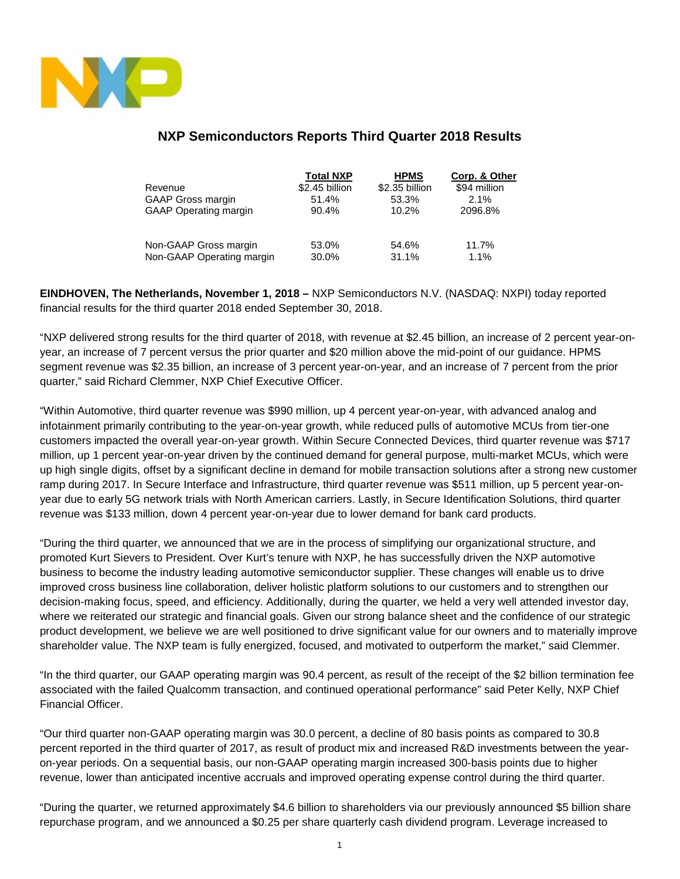# NXP Semiconductors Reports Third Quarter 2018 Results

| | Total NXP | HPMS | Corp. & Other |
|---|---|---|---|
| Revenue | $2.45 billion | $2.35 billion | $94 million |
| GAAP Gross margin | 51.4% | 53.3% | 2.1% |
| GAAP Operating margin | 90.4% | 10.2% | 2096.8% |
| Non-GAAP Gross margin | 53.0% | 54.6% | 11.7% |
| Non-GAAP Operating margin | 30.0% | 31.1% | 1.1% |

**EINDHOVEN, The Netherlands, November 1, 2018 –** NXP Semiconductors N.V. (NASDAQ: NXPI) today reported financial results for the third quarter 2018 ended September 30, 2018.

"NXP delivered strong results for the third quarter of 2018, with revenue at $2.45 billion, an increase of 2 percent year-on-year, an increase of 7 percent versus the prior quarter and $20 million above the mid-point of our guidance. HPMS segment revenue was $2.35 billion, an increase of 3 percent year-on-year, and an increase of 7 percent from the prior quarter," said Richard Clemmer, NXP Chief Executive Officer.

"Within Automotive, third quarter revenue was $990 million, up 4 percent year-on-year, with advanced analog and infotainment primarily contributing to the year-on-year growth, while reduced pulls of automotive MCUs from tier-one customers impacted the overall year-on-year growth. Within Secure Connected Devices, third quarter revenue was $717 million, up 1 percent year-on-year driven by the continued demand for general purpose, multi-market MCUs, which were up high single digits, offset by a significant decline in demand for mobile transaction solutions after a strong new customer ramp during 2017. In Secure Interface and Infrastructure, third quarter revenue was $511 million, up 5 percent year-on-year due to early 5G network trials with North American carriers. Lastly, in Secure Identification Solutions, third quarter revenue was $133 million, down 4 percent year-on-year due to lower demand for bank card products.

"During the third quarter, we announced that we are in the process of simplifying our organizational structure, and promoted Kurt Sievers to President. Over Kurt's tenure with NXP, he has successfully driven the NXP automotive business to become the industry leading automotive semiconductor supplier. These changes will enable us to drive improved cross business line collaboration, deliver holistic platform solutions to our customers and to strengthen our decision-making focus, speed, and efficiency. Additionally, during the quarter, we held a very well attended investor day, where we reiterated our strategic and financial goals. Given our strong balance sheet and the confidence of our strategic product development, we believe we are well positioned to drive significant value for our owners and to materially improve shareholder value. The NXP team is fully energized, focused, and motivated to outperform the market," said Clemmer.

"In the third quarter, our GAAP operating margin was 90.4 percent, as result of the receipt of the $2 billion termination fee associated with the failed Qualcomm transaction, and continued operational performance" said Peter Kelly, NXP Chief Financial Officer.

"Our third quarter non-GAAP operating margin was 30.0 percent, a decline of 80 basis points as compared to 30.8 percent reported in the third quarter of 2017, as result of product mix and increased R&D investments between the year-on-year periods. On a sequential basis, our non-GAAP operating margin increased 300-basis points due to higher revenue, lower than anticipated incentive accruals and improved operating expense control during the third quarter.

"During the quarter, we returned approximately $4.6 billion to shareholders via our previously announced $5 billion share repurchase program, and we announced a $0.25 per share quarterly cash dividend program. Leverage increased to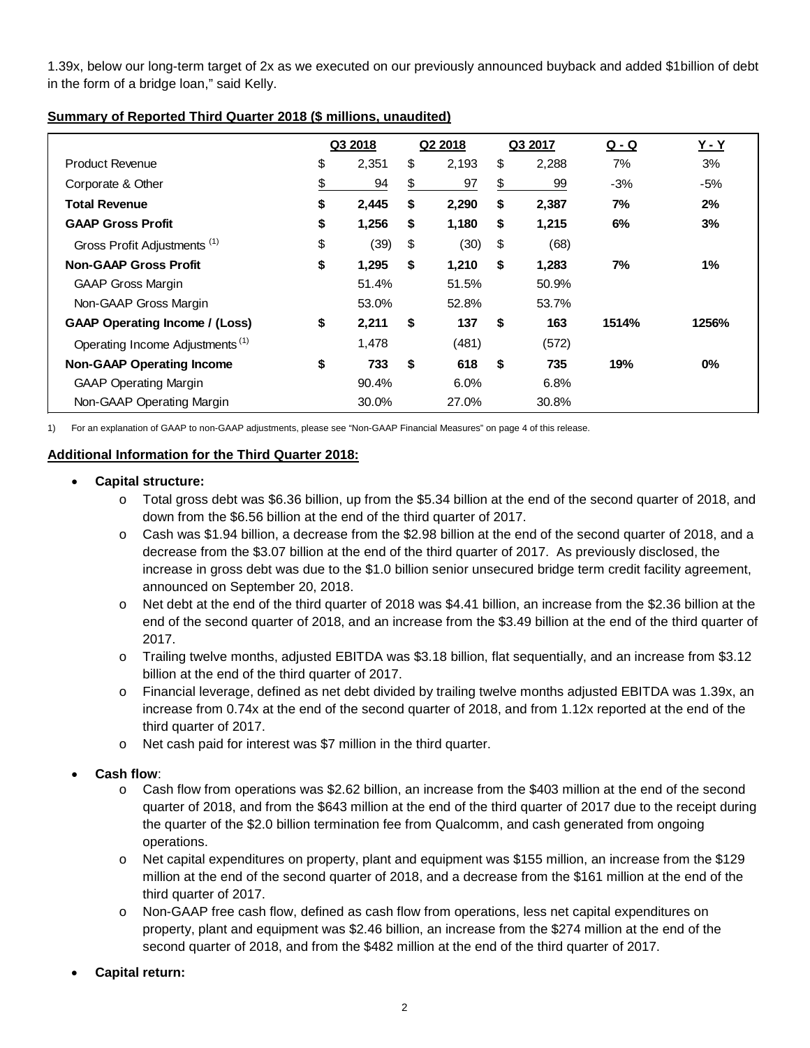1.39x, below our long-term target of 2x as we executed on our previously announced buyback and added $1billion of debt in the form of a bridge loan," said Kelly.

**Summary of Reported Third Quarter 2018 ($ millions, unaudited)**

| | Q3 2018 | Q2 2018 | Q3 2017 | Q - Q | Y - Y |
|---|---|---|---|---|---|
| Product Revenue | $ 2,351 | $ 2,193 | $ 2,288 | 7% | 3% |
| Corporate & Other | $ 94 | $ 97 | $ 99 | -3% | -5% |
| **Total Revenue** | **$ 2,445** | **$ 2,290** | **$ 2,387** | **7%** | **2%** |
| **GAAP Gross Profit** | **$ 1,256** | **$ 1,180** | **$ 1,215** | **6%** | **3%** |
| Gross Profit Adjustments [1] | $ (39) | $ (30) | $ (68) | | |
| **Non-GAAP Gross Profit** | **$ 1,295** | **$ 1,210** | **$ 1,283** | **7%** | **1%** |
| GAAP Gross Margin | 51.4% | 51.5% | 50.9% | | |
| Non-GAAP Gross Margin | 53.0% | 52.8% | 53.7% | | |
| **GAAP Operating Income / (Loss)** | **$ 2,211** | **$ 137** | **$ 163** | **1514%** | **1256%** |
| Operating Income Adjustments [1] | 1,478 | (481) | (572) | | |
| **Non-GAAP Operating Income** | **$ 733** | **$ 618** | **$ 735** | **19%** | **0%** |
| GAAP Operating Margin | 90.4% | 6.0% | 6.8% | | |
| Non-GAAP Operating Margin | 30.0% | 27.0% | 30.8% | | |

1) For an explanation of GAAP to non-GAAP adjustments, please see "Non-GAAP Financial Measures" on page 4 of this release.

**Additional Information for the Third Quarter 2018:**

- **Capital structure:**
  - Total gross debt was $6.36 billion, up from the $5.34 billion at the end of the second quarter of 2018, and down from the $6.56 billion at the end of the third quarter of 2017.
  - Cash was $1.94 billion, a decrease from the $2.98 billion at the end of the second quarter of 2018, and a decrease from the $3.07 billion at the end of the third quarter of 2017. As previously disclosed, the increase in gross debt was due to the $1.0 billion senior unsecured bridge term credit facility agreement, announced on September 20, 2018.
  - Net debt at the end of the third quarter of 2018 was $4.41 billion, an increase from the $2.36 billion at the end of the second quarter of 2018, and an increase from the $3.49 billion at the end of the third quarter of 2017.
  - Trailing twelve months, adjusted EBITDA was $3.18 billion, flat sequentially, and an increase from $3.12 billion at the end of the third quarter of 2017.
  - Financial leverage, defined as net debt divided by trailing twelve months adjusted EBITDA was 1.39x, an increase from 0.74x at the end of the second quarter of 2018, and from 1.12x reported at the end of the third quarter of 2017.
  - Net cash paid for interest was $7 million in the third quarter.
- **Cash flow**:
  - Cash flow from operations was $2.62 billion, an increase from the $403 million at the end of the second quarter of 2018, and from the $643 million at the end of the third quarter of 2017 due to the receipt during the quarter of the $2.0 billion termination fee from Qualcomm, and cash generated from ongoing operations.
  - Net capital expenditures on property, plant and equipment was $155 million, an increase from the $129 million at the end of the second quarter of 2018, and a decrease from the $161 million at the end of the third quarter of 2017.
  - Non-GAAP free cash flow, defined as cash flow from operations, less net capital expenditures on property, plant and equipment was $2.46 billion, an increase from the $274 million at the end of the second quarter of 2018, and from the $482 million at the end of the third quarter of 2017.
- **Capital return:**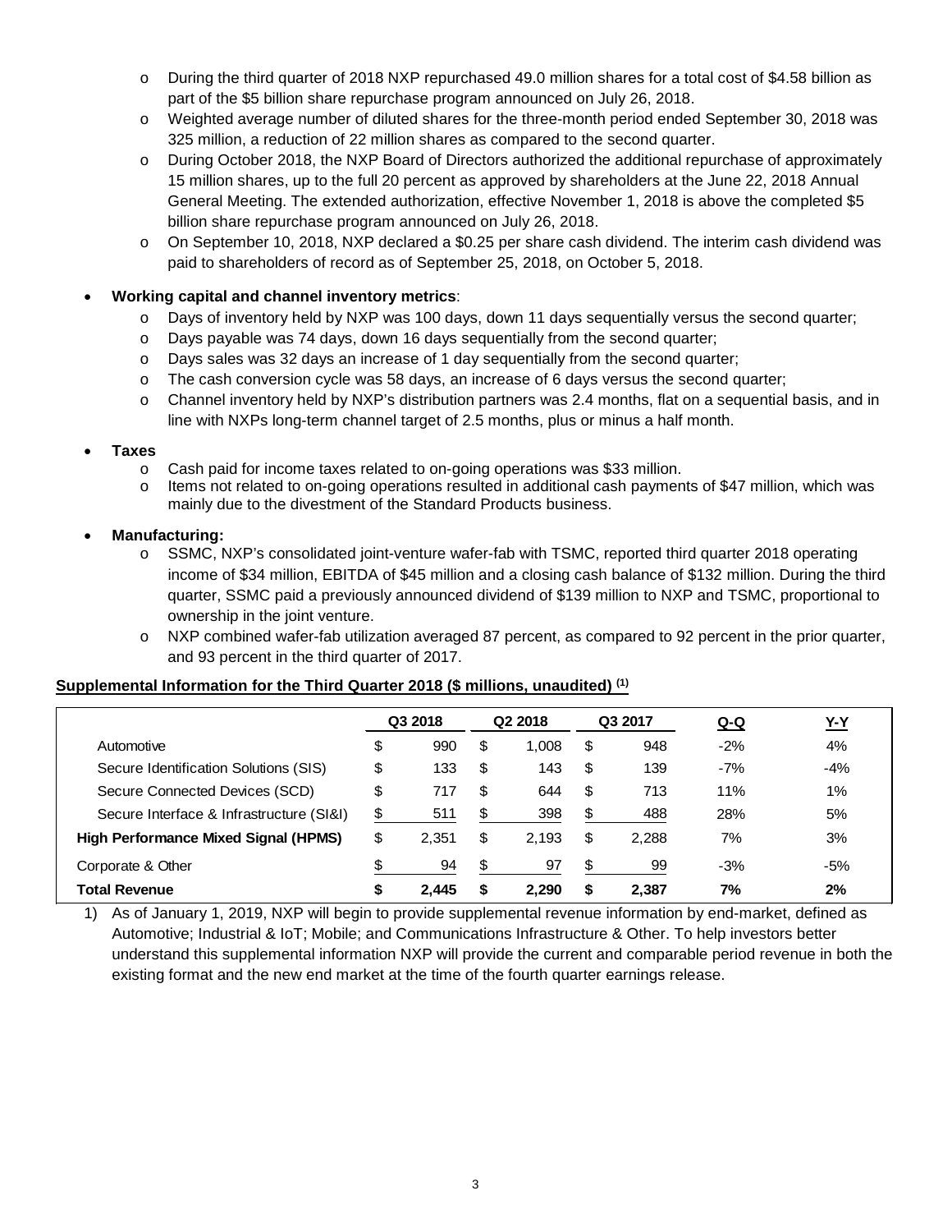- During the third quarter of 2018 NXP repurchased 49.0 million shares for a total cost of $4.58 billion as part of the $5 billion share repurchase program announced on July 26, 2018.
- Weighted average number of diluted shares for the three-month period ended September 30, 2018 was 325 million, a reduction of 22 million shares as compared to the second quarter.
- During October 2018, the NXP Board of Directors authorized the additional repurchase of approximately 15 million shares, up to the full 20 percent as approved by shareholders at the June 22, 2018 Annual General Meeting. The extended authorization, effective November 1, 2018 is above the completed $5 billion share repurchase program announced on July 26, 2018.
- On September 10, 2018, NXP declared a $0.25 per share cash dividend. The interim cash dividend was paid to shareholders of record as of September 25, 2018, on October 5, 2018.

- **Working capital and channel inventory metrics**:
  - Days of inventory held by NXP was 100 days, down 11 days sequentially versus the second quarter;
  - Days payable was 74 days, down 16 days sequentially from the second quarter;
  - Days sales was 32 days an increase of 1 day sequentially from the second quarter;
  - The cash conversion cycle was 58 days, an increase of 6 days versus the second quarter;
  - Channel inventory held by NXP's distribution partners was 2.4 months, flat on a sequential basis, and in line with NXPs long-term channel target of 2.5 months, plus or minus a half month.

- **Taxes**
  - Cash paid for income taxes related to on-going operations was $33 million.
  - Items not related to on-going operations resulted in additional cash payments of $47 million, which was mainly due to the divestment of the Standard Products business.

- **Manufacturing:**
  - SSMC, NXP's consolidated joint-venture wafer-fab with TSMC, reported third quarter 2018 operating income of $34 million, EBITDA of $45 million and a closing cash balance of $132 million. During the third quarter, SSMC paid a previously announced dividend of $139 million to NXP and TSMC, proportional to ownership in the joint venture.
  - NXP combined wafer-fab utilization averaged 87 percent, as compared to 92 percent in the prior quarter, and 93 percent in the third quarter of 2017.

**Supplemental Information for the Third Quarter 2018 ($ millions, unaudited) (1)**

| | Q3 2018 | Q2 2018 | Q3 2017 | Q-Q | Y-Y |
|---|---|---|---|---|---|
| Automotive | $ 990 | $ 1,008 | $ 948 | -2% | 4% |
| Secure Identification Solutions (SIS) | $ 133 | $ 143 | $ 139 | -7% | -4% |
| Secure Connected Devices (SCD) | $ 717 | $ 644 | $ 713 | 11% | 1% |
| Secure Interface & Infrastructure (SI&I) | $ 511 | $ 398 | $ 488 | 28% | 5% |
| **High Performance Mixed Signal (HPMS)** | $ 2,351 | $ 2,193 | $ 2,288 | 7% | 3% |
| Corporate & Other | $ 94 | $ 97 | $ 99 | -3% | -5% |
| **Total Revenue** | **$ 2,445** | **$ 2,290** | **$ 2,387** | **7%** | **2%** |

1) As of January 1, 2019, NXP will begin to provide supplemental revenue information by end-market, defined as Automotive; Industrial & IoT; Mobile; and Communications Infrastructure & Other. To help investors better understand this supplemental information NXP will provide the current and comparable period revenue in both the existing format and the new end market at the time of the fourth quarter earnings release.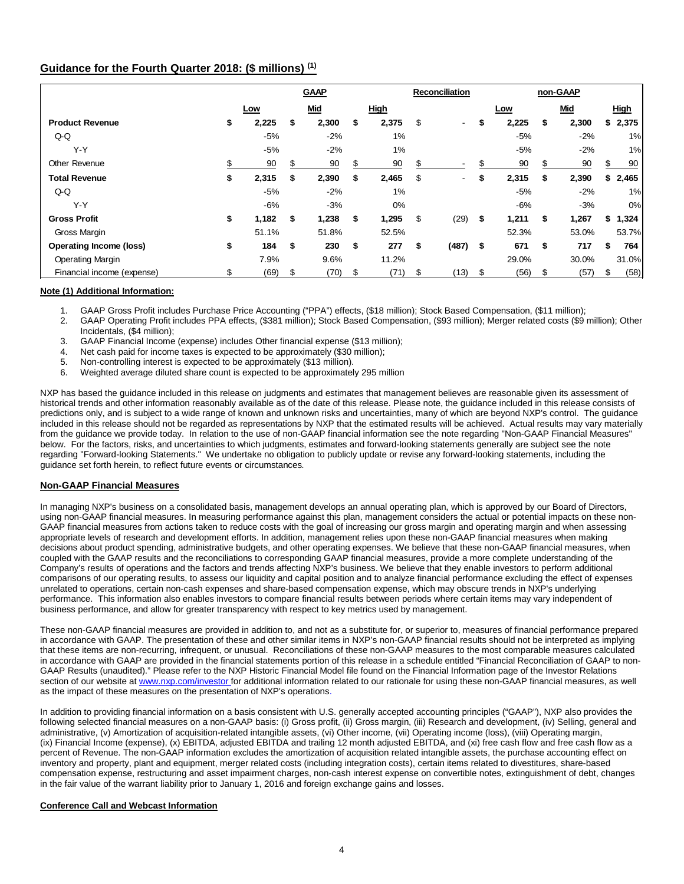## Guidance for the Fourth Quarter 2018: ($ millions) [(1)]

| | GAAP | | | Reconciliation | non-GAAP | | |
|---|---|---|---|---|---|---|---|
| | Low | Mid | High | | Low | Mid | High |
| **Product Revenue** | $ 2,225 | $ 2,300 | $ 2,375 | $ - | $ 2,225 | $ 2,300 | $ 2,375 |
| Q-Q | -5% | -2% | 1% | | -5% | -2% | 1% |
| Y-Y | -5% | -2% | 1% | | -5% | -2% | 1% |
| Other Revenue | $ 90 | $ 90 | $ 90 | $ - | $ 90 | $ 90 | $ 90 |
| **Total Revenue** | $ 2,315 | $ 2,390 | $ 2,465 | $ - | $ 2,315 | $ 2,390 | $ 2,465 |
| Q-Q | -5% | -2% | 1% | | -5% | -2% | 1% |
| Y-Y | -6% | -3% | 0% | | -6% | -3% | 0% |
| **Gross Profit** | $ 1,182 | $ 1,238 | $ 1,295 | $ (29) | $ 1,211 | $ 1,267 | $ 1,324 |
| Gross Margin | 51.1% | 51.8% | 52.5% | | 52.3% | 53.0% | 53.7% |
| **Operating Income (loss)** | $ 184 | $ 230 | $ 277 | $ (487) | $ 671 | $ 717 | $ 764 |
| Operating Margin | 7.9% | 9.6% | 11.2% | | 29.0% | 30.0% | 31.0% |
| Financial income (expense) | $ (69) | $ (70) | $ (71) | $ (13) | $ (56) | $ (57) | $ (58) |

**Note (1) Additional Information:**

1. GAAP Gross Profit includes Purchase Price Accounting ("PPA") effects, ($18 million); Stock Based Compensation, ($11 million);
2. GAAP Operating Profit includes PPA effects, ($381 million); Stock Based Compensation, ($93 million); Merger related costs ($9 million); Other Incidentals, ($4 million);
3. GAAP Financial Income (expense) includes Other financial expense ($13 million);
4. Net cash paid for income taxes is expected to be approximately ($30 million);
5. Non-controlling interest is expected to be approximately ($13 million).
6. Weighted average diluted share count is expected to be approximately 295 million

NXP has based the guidance included in this release on judgments and estimates that management believes are reasonable given its assessment of historical trends and other information reasonably available as of the date of this release. Please note, the guidance included in this release consists of predictions only, and is subject to a wide range of known and unknown risks and uncertainties, many of which are beyond NXP's control. The guidance included in this release should not be regarded as representations by NXP that the estimated results will be achieved. Actual results may vary materially from the guidance we provide today. In relation to the use of non-GAAP financial information see the note regarding "Non-GAAP Financial Measures" below. For the factors, risks, and uncertainties to which judgments, estimates and forward-looking statements generally are subject see the note regarding "Forward-looking Statements." We undertake no obligation to publicly update or revise any forward-looking statements, including the guidance set forth herein, to reflect future events or circumstances.

### Non-GAAP Financial Measures

In managing NXP's business on a consolidated basis, management develops an annual operating plan, which is approved by our Board of Directors, using non-GAAP financial measures. In measuring performance against this plan, management considers the actual or potential impacts on these non-GAAP financial measures from actions taken to reduce costs with the goal of increasing our gross margin and operating margin and when assessing appropriate levels of research and development efforts. In addition, management relies upon these non-GAAP financial measures when making decisions about product spending, administrative budgets, and other operating expenses. We believe that these non-GAAP financial measures, when coupled with the GAAP results and the reconciliations to corresponding GAAP financial measures, provide a more complete understanding of the Company's results of operations and the factors and trends affecting NXP's business. We believe that they enable investors to perform additional comparisons of our operating results, to assess our liquidity and capital position and to analyze financial performance excluding the effect of expenses unrelated to operations, certain non-cash expenses and share-based compensation expense, which may obscure trends in NXP's underlying performance. This information also enables investors to compare financial results between periods where certain items may vary independent of business performance, and allow for greater transparency with respect to key metrics used by management.

These non-GAAP financial measures are provided in addition to, and not as a substitute for, or superior to, measures of financial performance prepared in accordance with GAAP. The presentation of these and other similar items in NXP's non-GAAP financial results should not be interpreted as implying that these items are non-recurring, infrequent, or unusual. Reconciliations of these non-GAAP measures to the most comparable measures calculated in accordance with GAAP are provided in the financial statements portion of this release in a schedule entitled "Financial Reconciliation of GAAP to non-GAAP Results (unaudited)." Please refer to the NXP Historic Financial Model file found on the Financial Information page of the Investor Relations section of our website at www.nxp.com/investor for additional information related to our rationale for using these non-GAAP financial measures, as well as the impact of these measures on the presentation of NXP's operations.

In addition to providing financial information on a basis consistent with U.S. generally accepted accounting principles ("GAAP"), NXP also provides the following selected financial measures on a non-GAAP basis: (i) Gross profit, (ii) Gross margin, (iii) Research and development, (iv) Selling, general and administrative, (v) Amortization of acquisition-related intangible assets, (vi) Other income, (vii) Operating income (loss), (viii) Operating margin, (ix) Financial Income (expense), (x) EBITDA, adjusted EBITDA and trailing 12 month adjusted EBITDA, and (xi) free cash flow and free cash flow as a percent of Revenue. The non-GAAP information excludes the amortization of acquisition related intangible assets, the purchase accounting effect on inventory and property, plant and equipment, merger related costs (including integration costs), certain items related to divestitures, share-based compensation expense, restructuring and asset impairment charges, non-cash interest expense on convertible notes, extinguishment of debt, changes in the fair value of the warrant liability prior to January 1, 2016 and foreign exchange gains and losses.

### Conference Call and Webcast Information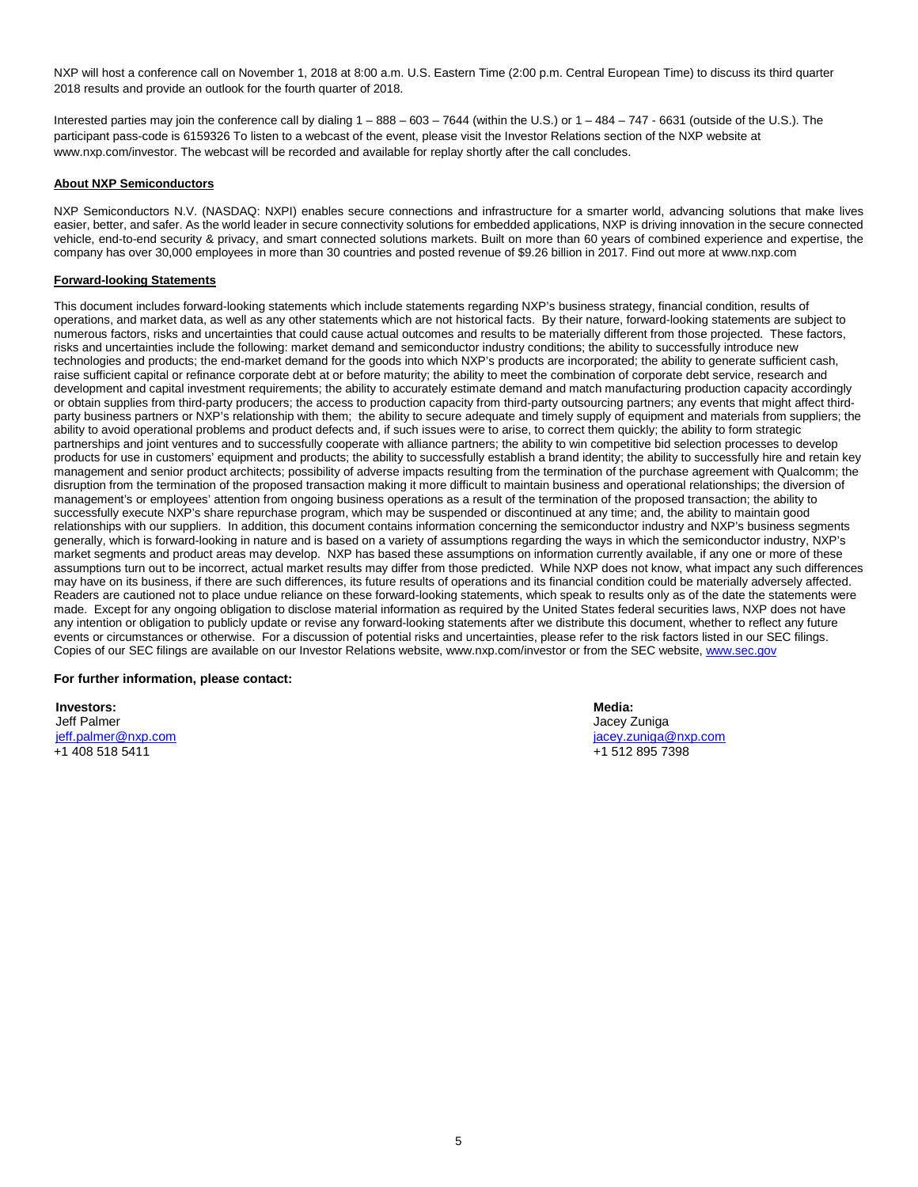NXP will host a conference call on November 1, 2018 at 8:00 a.m. U.S. Eastern Time (2:00 p.m. Central European Time) to discuss its third quarter 2018 results and provide an outlook for the fourth quarter of 2018.

Interested parties may join the conference call by dialing 1 – 888 – 603 – 7644 (within the U.S.) or 1 – 484 – 747 - 6631 (outside of the U.S.). The participant pass-code is 6159326 To listen to a webcast of the event, please visit the Investor Relations section of the NXP website at www.nxp.com/investor. The webcast will be recorded and available for replay shortly after the call concludes.

## About NXP Semiconductors

NXP Semiconductors N.V. (NASDAQ: NXPI) enables secure connections and infrastructure for a smarter world, advancing solutions that make lives easier, better, and safer. As the world leader in secure connectivity solutions for embedded applications, NXP is driving innovation in the secure connected vehicle, end-to-end security & privacy, and smart connected solutions markets. Built on more than 60 years of combined experience and expertise, the company has over 30,000 employees in more than 30 countries and posted revenue of $9.26 billion in 2017. Find out more at www.nxp.com

## Forward-looking Statements

This document includes forward-looking statements which include statements regarding NXP's business strategy, financial condition, results of operations, and market data, as well as any other statements which are not historical facts. By their nature, forward-looking statements are subject to numerous factors, risks and uncertainties that could cause actual outcomes and results to be materially different from those projected. These factors, risks and uncertainties include the following: market demand and semiconductor industry conditions; the ability to successfully introduce new technologies and products; the end-market demand for the goods into which NXP's products are incorporated; the ability to generate sufficient cash, raise sufficient capital or refinance corporate debt at or before maturity; the ability to meet the combination of corporate debt service, research and development and capital investment requirements; the ability to accurately estimate demand and match manufacturing production capacity accordingly or obtain supplies from third-party producers; the access to production capacity from third-party outsourcing partners; any events that might affect third-party business partners or NXP's relationship with them; the ability to secure adequate and timely supply of equipment and materials from suppliers; the ability to avoid operational problems and product defects and, if such issues were to arise, to correct them quickly; the ability to form strategic partnerships and joint ventures and to successfully cooperate with alliance partners; the ability to win competitive bid selection processes to develop products for use in customers' equipment and products; the ability to successfully establish a brand identity; the ability to successfully hire and retain key management and senior product architects; possibility of adverse impacts resulting from the termination of the purchase agreement with Qualcomm; the disruption from the termination of the proposed transaction making it more difficult to maintain business and operational relationships; the diversion of management's or employees' attention from ongoing business operations as a result of the termination of the proposed transaction; the ability to successfully execute NXP's share repurchase program, which may be suspended or discontinued at any time; and, the ability to maintain good relationships with our suppliers. In addition, this document contains information concerning the semiconductor industry and NXP's business segments generally, which is forward-looking in nature and is based on a variety of assumptions regarding the ways in which the semiconductor industry, NXP's market segments and product areas may develop. NXP has based these assumptions on information currently available, if any one or more of these assumptions turn out to be incorrect, actual market results may differ from those predicted. While NXP does not know, what impact any such differences may have on its business, if there are such differences, its future results of operations and its financial condition could be materially adversely affected. Readers are cautioned not to place undue reliance on these forward-looking statements, which speak to results only as of the date the statements were made. Except for any ongoing obligation to disclose material information as required by the United States federal securities laws, NXP does not have any intention or obligation to publicly update or revise any forward-looking statements after we distribute this document, whether to reflect any future events or circumstances or otherwise. For a discussion of potential risks and uncertainties, please refer to the risk factors listed in our SEC filings. Copies of our SEC filings are available on our Investor Relations website, www.nxp.com/investor or from the SEC website, www.sec.gov

**For further information, please contact:**

**Investors:**
Jeff Palmer
jeff.palmer@nxp.com
+1 408 518 5411

**Media:**
Jacey Zuniga
jacey.zuniga@nxp.com
+1 512 895 7398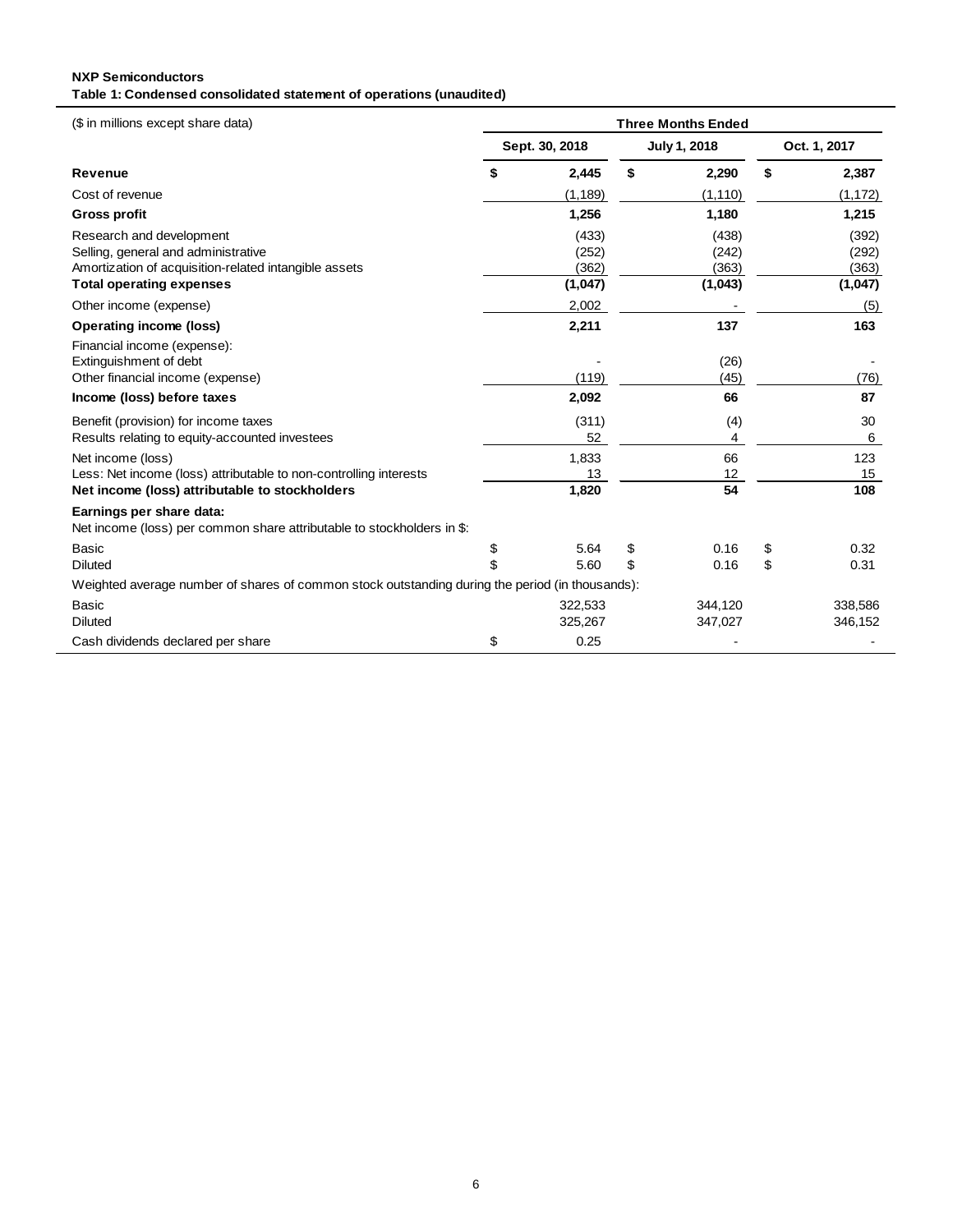**NXP Semiconductors**

**Table 1: Condensed consolidated statement of operations (unaudited)**

| ($ in millions except share data) | Three Months Ended | | |
|---|---|---|---|
| | Sept. 30, 2018 | July 1, 2018 | Oct. 1, 2017 |
| **Revenue** | **$ 2,445** | **$ 2,290** | **$ 2,387** |
| Cost of revenue | (1,189) | (1,110) | (1,172) |
| **Gross profit** | **1,256** | **1,180** | **1,215** |
| Research and development | (433) | (438) | (392) |
| Selling, general and administrative | (252) | (242) | (292) |
| Amortization of acquisition-related intangible assets | (362) | (363) | (363) |
| **Total operating expenses** | **(1,047)** | **(1,043)** | **(1,047)** |
| Other income (expense) | 2,002 | - | (5) |
| **Operating income (loss)** | **2,211** | **137** | **163** |
| Financial income (expense): | | | |
| Extinguishment of debt | - | (26) | - |
| Other financial income (expense) | (119) | (45) | (76) |
| **Income (loss) before taxes** | **2,092** | **66** | **87** |
| Benefit (provision) for income taxes | (311) | (4) | 30 |
| Results relating to equity-accounted investees | 52 | 4 | 6 |
| Net income (loss) | 1,833 | 66 | 123 |
| Less: Net income (loss) attributable to non-controlling interests | 13 | 12 | 15 |
| **Net income (loss) attributable to stockholders** | **1,820** | **54** | **108** |
| **Earnings per share data:** | | | |
| Net income (loss) per common share attributable to stockholders in $: | | | |
| Basic | $ 5.64 | $ 0.16 | $ 0.32 |
| Diluted | $ 5.60 | $ 0.16 | $ 0.31 |
| Weighted average number of shares of common stock outstanding during the period (in thousands): | | | |
| Basic | 322,533 | 344,120 | 338,586 |
| Diluted | 325,267 | 347,027 | 346,152 |
| Cash dividends declared per share | $ 0.25 | - | - |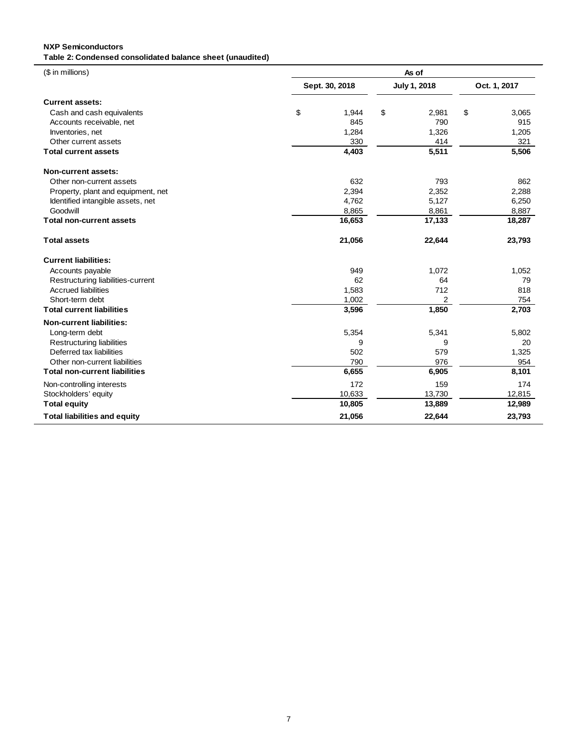**NXP Semiconductors**

**Table 2: Condensed consolidated balance sheet (unaudited)**

| ($ in millions) | As of | | |
|---|---|---|---|
| | Sept. 30, 2018 | July 1, 2018 | Oct. 1, 2017 |
| **Current assets:** | | | |
| Cash and cash equivalents | $ 1,944 | $ 2,981 | $ 3,065 |
| Accounts receivable, net | 845 | 790 | 915 |
| Inventories, net | 1,284 | 1,326 | 1,205 |
| Other current assets | 330 | 414 | 321 |
| **Total current assets** | **4,403** | **5,511** | **5,506** |
| **Non-current assets:** | | | |
| Other non-current assets | 632 | 793 | 862 |
| Property, plant and equipment, net | 2,394 | 2,352 | 2,288 |
| Identified intangible assets, net | 4,762 | 5,127 | 6,250 |
| Goodwill | 8,865 | 8,861 | 8,887 |
| **Total non-current assets** | **16,653** | **17,133** | **18,287** |
| **Total assets** | **21,056** | **22,644** | **23,793** |
| **Current liabilities:** | | | |
| Accounts payable | 949 | 1,072 | 1,052 |
| Restructuring liabilities-current | 62 | 64 | 79 |
| Accrued liabilities | 1,583 | 712 | 818 |
| Short-term debt | 1,002 | 2 | 754 |
| **Total current liabilities** | **3,596** | **1,850** | **2,703** |
| **Non-current liabilities:** | | | |
| Long-term debt | 5,354 | 5,341 | 5,802 |
| Restructuring liabilities | 9 | 9 | 20 |
| Deferred tax liabilities | 502 | 579 | 1,325 |
| Other non-current liabilities | 790 | 976 | 954 |
| **Total non-current liabilities** | **6,655** | **6,905** | **8,101** |
| Non-controlling interests | 172 | 159 | 174 |
| Stockholders' equity | 10,633 | 13,730 | 12,815 |
| **Total equity** | **10,805** | **13,889** | **12,989** |
| **Total liabilities and equity** | **21,056** | **22,644** | **23,793** |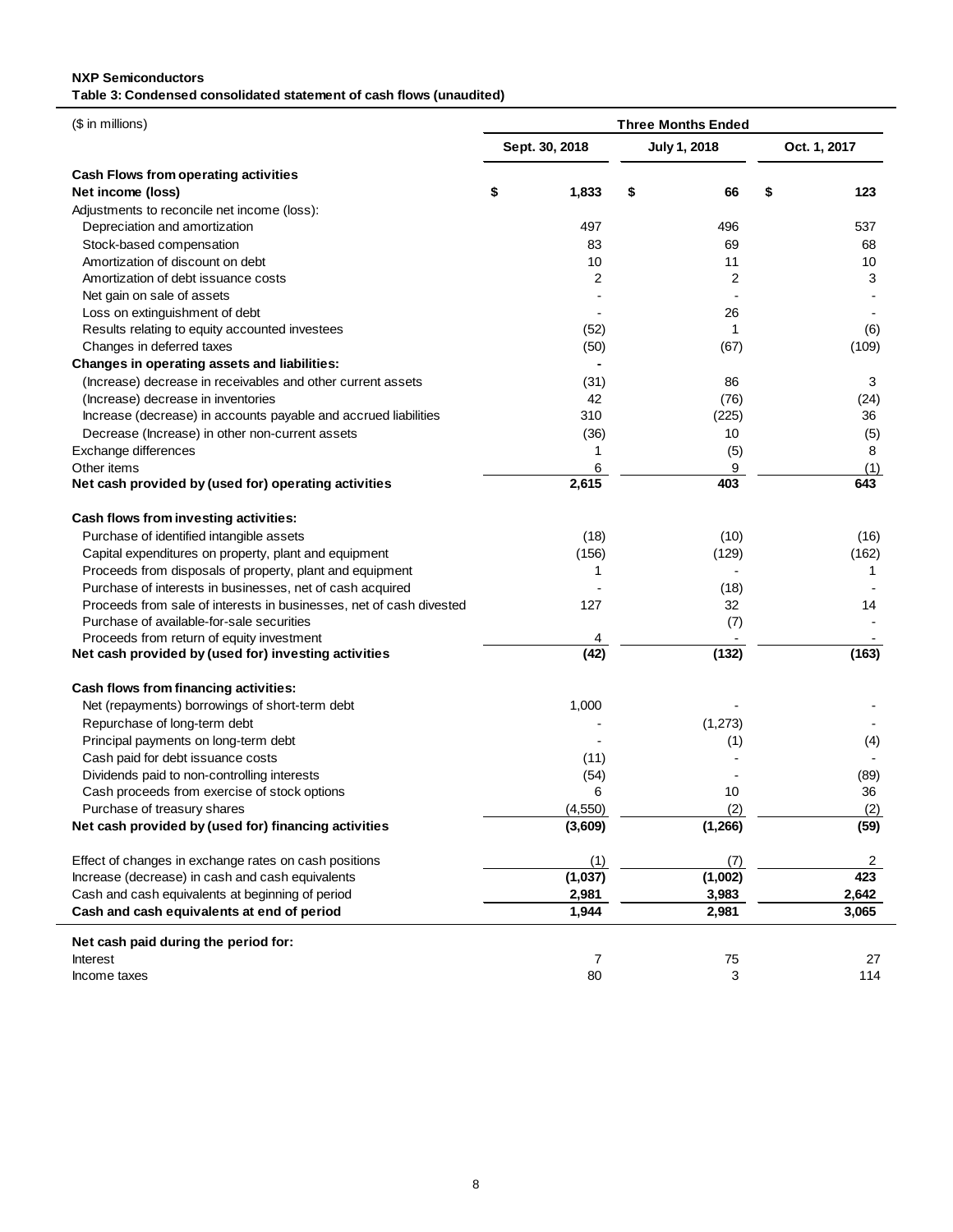**NXP Semiconductors**
**Table 3: Condensed consolidated statement of cash flows (unaudited)**

| ($ in millions) | Three Months Ended | | |
|---|---|---|---|
| | Sept. 30, 2018 | July 1, 2018 | Oct. 1, 2017 |
| **Cash Flows from operating activities** | | | |
| **Net income (loss)** | **$ 1,833** | **$ 66** | **$ 123** |
| Adjustments to reconcile net income (loss): | | | |
| Depreciation and amortization | 497 | 496 | 537 |
| Stock-based compensation | 83 | 69 | 68 |
| Amortization of discount on debt | 10 | 11 | 10 |
| Amortization of debt issuance costs | 2 | 2 | 3 |
| Net gain on sale of assets | - | - | - |
| Loss on extinguishment of debt | - | 26 | - |
| Results relating to equity accounted investees | (52) | 1 | (6) |
| Changes in deferred taxes | (50) | (67) | (109) |
| **Changes in operating assets and liabilities:** | - | | |
| (Increase) decrease in receivables and other current assets | (31) | 86 | 3 |
| (Increase) decrease in inventories | 42 | (76) | (24) |
| Increase (decrease) in accounts payable and accrued liabilities | 310 | (225) | 36 |
| Decrease (Increase) in other non-current assets | (36) | 10 | (5) |
| Exchange differences | 1 | (5) | 8 |
| Other items | 6 | 9 | (1) |
| **Net cash provided by (used for) operating activities** | **2,615** | **403** | **643** |
| **Cash flows from investing activities:** | | | |
| Purchase of identified intangible assets | (18) | (10) | (16) |
| Capital expenditures on property, plant and equipment | (156) | (129) | (162) |
| Proceeds from disposals of property, plant and equipment | 1 | - | 1 |
| Purchase of interests in businesses, net of cash acquired | - | (18) | - |
| Proceeds from sale of interests in businesses, net of cash divested | 127 | 32 | 14 |
| Purchase of available-for-sale securities | | (7) | - |
| Proceeds from return of equity investment | 4 | - | - |
| **Net cash provided by (used for) investing activities** | **(42)** | **(132)** | **(163)** |
| **Cash flows from financing activities:** | | | |
| Net (repayments) borrowings of short-term debt | 1,000 | - | - |
| Repurchase of long-term debt | - | (1,273) | - |
| Principal payments on long-term debt | - | (1) | (4) |
| Cash paid for debt issuance costs | (11) | - | - |
| Dividends paid to non-controlling interests | (54) | - | (89) |
| Cash proceeds from exercise of stock options | 6 | 10 | 36 |
| Purchase of treasury shares | (4,550) | (2) | (2) |
| **Net cash provided by (used for) financing activities** | **(3,609)** | **(1,266)** | **(59)** |
| Effect of changes in exchange rates on cash positions | (1) | (7) | 2 |
| Increase (decrease) in cash and cash equivalents | **(1,037)** | **(1,002)** | **423** |
| Cash and cash equivalents at beginning of period | **2,981** | **3,983** | **2,642** |
| **Cash and cash equivalents at end of period** | **1,944** | **2,981** | **3,065** |
| **Net cash paid during the period for:** | | | |
| Interest | 7 | 75 | 27 |
| Income taxes | 80 | 3 | 114 |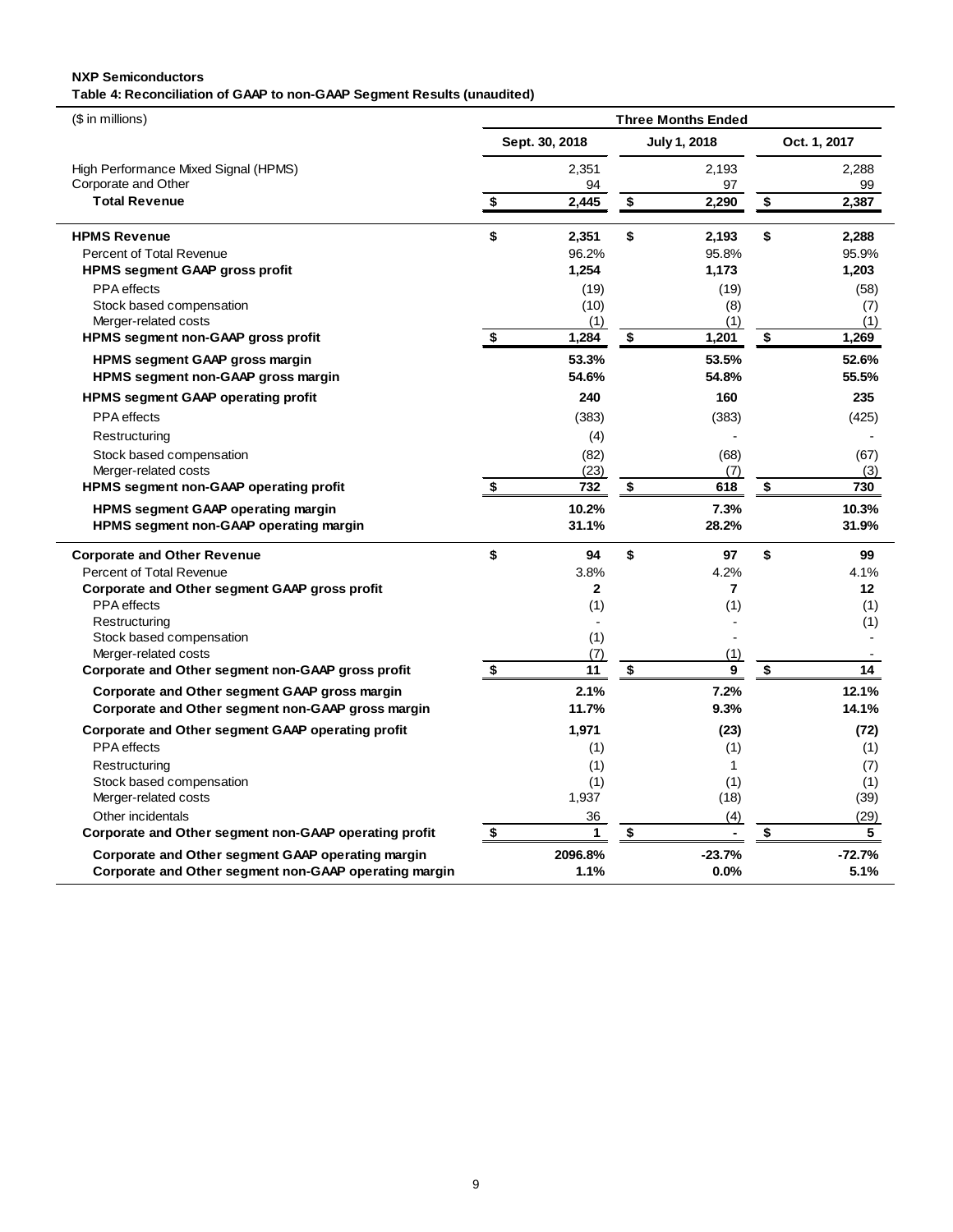**NXP Semiconductors**
**Table 4: Reconciliation of GAAP to non-GAAP Segment Results (unaudited)**

| ($ in millions) | Three Months Ended | | |
|---|---|---|---|
| | Sept. 30, 2018 | July 1, 2018 | Oct. 1, 2017 |
| High Performance Mixed Signal (HPMS) | 2,351 | 2,193 | 2,288 |
| Corporate and Other | 94 | 97 | 99 |
| **Total Revenue** | **$ 2,445** | **$ 2,290** | **$ 2,387** |
| **HPMS Revenue** | **$ 2,351** | **$ 2,193** | **$ 2,288** |
| Percent of Total Revenue | 96.2% | 95.8% | 95.9% |
| **HPMS segment GAAP gross profit** | **1,254** | **1,173** | **1,203** |
| PPA effects | (19) | (19) | (58) |
| Stock based compensation | (10) | (8) | (7) |
| Merger-related costs | (1) | (1) | (1) |
| **HPMS segment non-GAAP gross profit** | **$ 1,284** | **$ 1,201** | **$ 1,269** |
| **HPMS segment GAAP gross margin** | **53.3%** | **53.5%** | **52.6%** |
| **HPMS segment non-GAAP gross margin** | **54.6%** | **54.8%** | **55.5%** |
| **HPMS segment GAAP operating profit** | **240** | **160** | **235** |
| PPA effects | (383) | (383) | (425) |
| Restructuring | (4) | - | - |
| Stock based compensation | (82) | (68) | (67) |
| Merger-related costs | (23) | (7) | (3) |
| **HPMS segment non-GAAP operating profit** | **$ 732** | **$ 618** | **$ 730** |
| **HPMS segment GAAP operating margin** | **10.2%** | **7.3%** | **10.3%** |
| **HPMS segment non-GAAP operating margin** | **31.1%** | **28.2%** | **31.9%** |
| **Corporate and Other Revenue** | **$ 94** | **$ 97** | **$ 99** |
| Percent of Total Revenue | 3.8% | 4.2% | 4.1% |
| **Corporate and Other segment GAAP gross profit** | **2** | **7** | **12** |
| PPA effects | (1) | (1) | (1) |
| Restructuring | - | - | (1) |
| Stock based compensation | (1) | - | - |
| Merger-related costs | (7) | (1) | - |
| **Corporate and Other segment non-GAAP gross profit** | **$ 11** | **$ 9** | **$ 14** |
| **Corporate and Other segment GAAP gross margin** | **2.1%** | **7.2%** | **12.1%** |
| **Corporate and Other segment non-GAAP gross margin** | **11.7%** | **9.3%** | **14.1%** |
| **Corporate and Other segment GAAP operating profit** | **1,971** | **(23)** | **(72)** |
| PPA effects | (1) | (1) | (1) |
| Restructuring | (1) | 1 | (7) |
| Stock based compensation | (1) | (1) | (1) |
| Merger-related costs | 1,937 | (18) | (39) |
| Other incidentals | 36 | (4) | (29) |
| **Corporate and Other segment non-GAAP operating profit** | **$ 1** | **$ -** | **$ 5** |
| **Corporate and Other segment GAAP operating margin** | **2096.8%** | **-23.7%** | **-72.7%** |
| **Corporate and Other segment non-GAAP operating margin** | **1.1%** | **0.0%** | **5.1%** |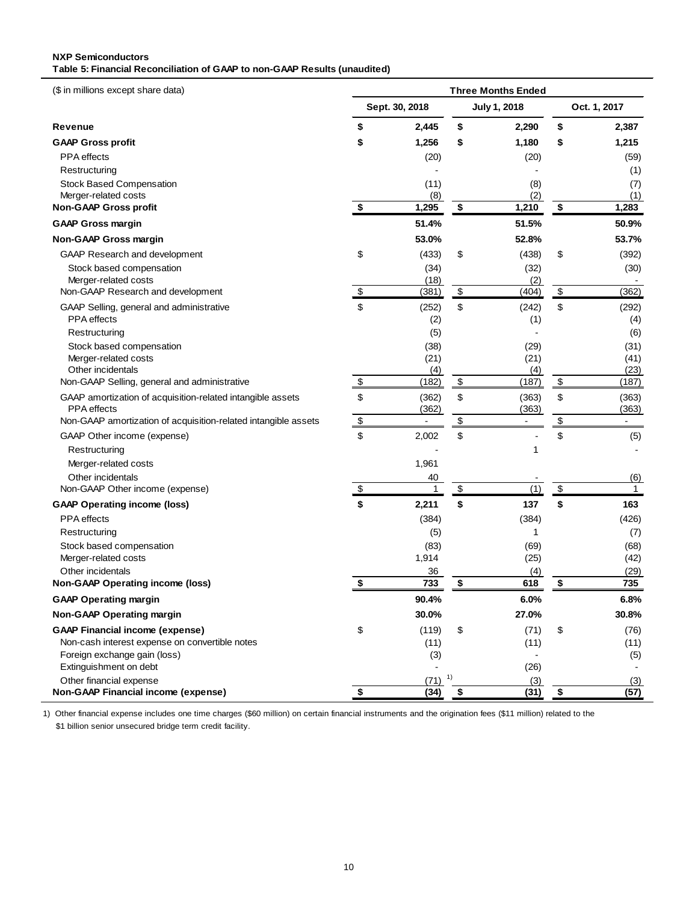**NXP Semiconductors**
**Table 5: Financial Reconciliation of GAAP to non-GAAP Results (unaudited)**

| ($ in millions except share data) | Three Months Ended | | |
|---|---|---|---|
| | Sept. 30, 2018 | July 1, 2018 | Oct. 1, 2017 |
| **Revenue** | **$ 2,445** | **$ 2,290** | **$ 2,387** |
| **GAAP Gross profit** | **$ 1,256** | **$ 1,180** | **$ 1,215** |
| PPA effects | (20) | (20) | (59) |
| Restructuring | - | - | (1) |
| Stock Based Compensation | (11) | (8) | (7) |
| Merger-related costs | (8) | (2) | (1) |
| **Non-GAAP Gross profit** | **$ 1,295** | **$ 1,210** | **$ 1,283** |
| **GAAP Gross margin** | **51.4%** | **51.5%** | **50.9%** |
| **Non-GAAP Gross margin** | **53.0%** | **52.8%** | **53.7%** |
| GAAP Research and development | $ (433) | $ (438) | $ (392) |
| Stock based compensation | (34) | (32) | (30) |
| Merger-related costs | (18) | (2) | - |
| Non-GAAP Research and development | $ (381) | $ (404) | $ (362) |
| GAAP Selling, general and administrative | $ (252) | $ (242) | $ (292) |
| PPA effects | (2) | (1) | (4) |
| Restructuring | (5) | - | (6) |
| Stock based compensation | (38) | (29) | (31) |
| Merger-related costs | (21) | (21) | (41) |
| Other incidentals | (4) | (4) | (23) |
| Non-GAAP Selling, general and administrative | $ (182) | $ (187) | $ (187) |
| GAAP amortization of acquisition-related intangible assets | $ (362) | $ (363) | $ (363) |
| PPA effects | (362) | (363) | (363) |
| Non-GAAP amortization of acquisition-related intangible assets | $ - | $ - | $ - |
| GAAP Other income (expense) | $ 2,002 | $ - | $ (5) |
| Restructuring | - | 1 | - |
| Merger-related costs | 1,961 | | |
| Other incidentals | 40 | - | (6) |
| Non-GAAP Other income (expense) | $ 1 | $ (1) | $ 1 |
| **GAAP Operating income (loss)** | **$ 2,211** | **$ 137** | **$ 163** |
| PPA effects | (384) | (384) | (426) |
| Restructuring | (5) | 1 | (7) |
| Stock based compensation | (83) | (69) | (68) |
| Merger-related costs | 1,914 | (25) | (42) |
| Other incidentals | 36 | (4) | (29) |
| **Non-GAAP Operating income (loss)** | **$ 733** | **$ 618** | **$ 735** |
| **GAAP Operating margin** | **90.4%** | **6.0%** | **6.8%** |
| **Non-GAAP Operating margin** | **30.0%** | **27.0%** | **30.8%** |
| **GAAP Financial income (expense)** | $ (119) | $ (71) | $ (76) |
| Non-cash interest expense on convertible notes | (11) | (11) | (11) |
| Foreign exchange gain (loss) | (3) | - | (5) |
| Extinguishment on debt | - | (26) | - |
| Other financial expense | (71) [1] | (3) | (3) |
| **Non-GAAP Financial income (expense)** | **$ (34)** | **$ (31)** | **$ (57)** |

1) Other financial expense includes one time charges ($60 million) on certain financial instruments and the origination fees ($11 million) related to the $1 billion senior unsecured bridge term credit facility.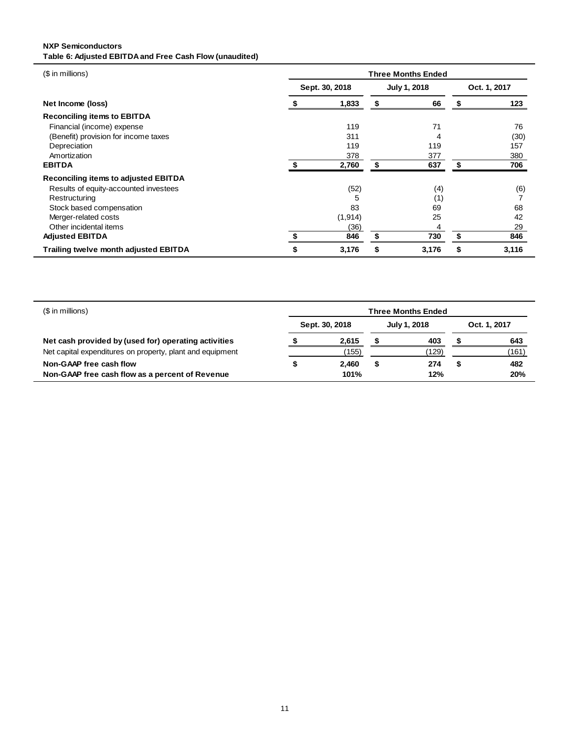**NXP Semiconductors**
**Table 6: Adjusted EBITDA and Free Cash Flow (unaudited)**

| ($ in millions) | Three Months Ended | | |
|---|---|---|---|
| | Sept. 30, 2018 | July 1, 2018 | Oct. 1, 2017 |
| **Net Income (loss)** | $ 1,833 | $ 66 | $ 123 |
| **Reconciling items to EBITDA** | | | |
| Financial (income) expense | 119 | 71 | 76 |
| (Benefit) provision for income taxes | 311 | 4 | (30) |
| Depreciation | 119 | 119 | 157 |
| Amortization | 378 | 377 | 380 |
| **EBITDA** | $ 2,760 | $ 637 | $ 706 |
| **Reconciling items to adjusted EBITDA** | | | |
| Results of equity-accounted investees | (52) | (4) | (6) |
| Restructuring | 5 | (1) | 7 |
| Stock based compensation | 83 | 69 | 68 |
| Merger-related costs | (1,914) | 25 | 42 |
| Other incidental items | (36) | 4 | 29 |
| **Adjusted EBITDA** | $ 846 | $ 730 | $ 846 |
| **Trailing twelve month adjusted EBITDA** | $ 3,176 | $ 3,176 | $ 3,116 |

| ($ in millions) | Three Months Ended | | |
|---|---|---|---|
| | Sept. 30, 2018 | July 1, 2018 | Oct. 1, 2017 |
| **Net cash provided by (used for) operating activities** | $ 2,615 | $ 403 | $ 643 |
| Net capital expenditures on property, plant and equipment | (155) | (129) | (161) |
| **Non-GAAP free cash flow** | $ 2,460 | $ 274 | $ 482 |
| **Non-GAAP free cash flow as a percent of Revenue** | 101% | 12% | 20% |